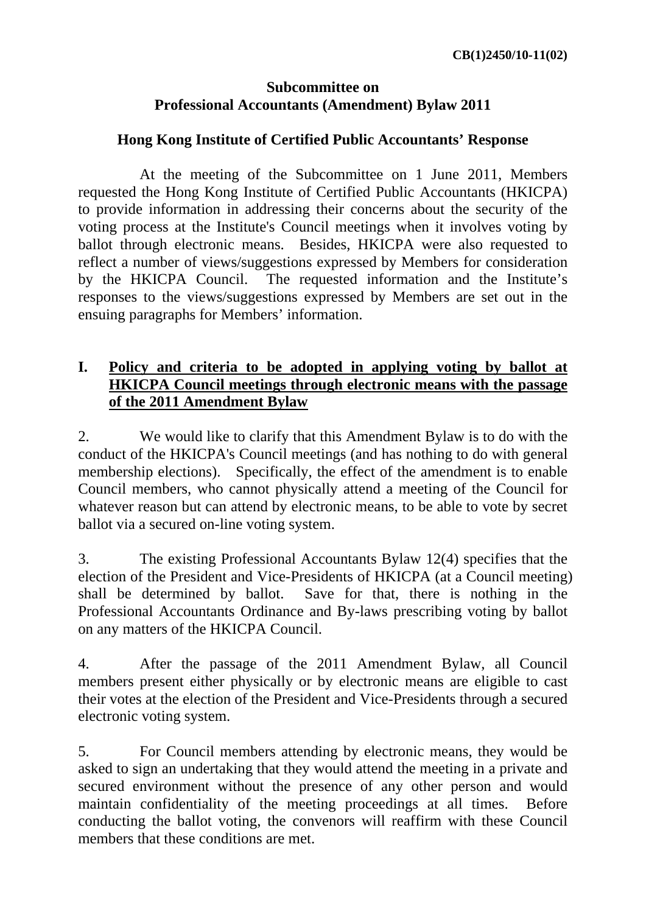**CB(1)2450/10-11(02)**

**Subcommittee on**
**Professional Accountants (Amendment) Bylaw 2011**

**Hong Kong Institute of Certified Public Accountants' Response**

At the meeting of the Subcommittee on 1 June 2011, Members requested the Hong Kong Institute of Certified Public Accountants (HKICPA) to provide information in addressing their concerns about the security of the voting process at the Institute's Council meetings when it involves voting by ballot through electronic means. Besides, HKICPA were also requested to reflect a number of views/suggestions expressed by Members for consideration by the HKICPA Council. The requested information and the Institute's responses to the views/suggestions expressed by Members are set out in the ensuing paragraphs for Members' information.

## I. Policy and criteria to be adopted in applying voting by ballot at HKICPA Council meetings through electronic means with the passage of the 2011 Amendment Bylaw

2. We would like to clarify that this Amendment Bylaw is to do with the conduct of the HKICPA's Council meetings (and has nothing to do with general membership elections). Specifically, the effect of the amendment is to enable Council members, who cannot physically attend a meeting of the Council for whatever reason but can attend by electronic means, to be able to vote by secret ballot via a secured on-line voting system.

3. The existing Professional Accountants Bylaw 12(4) specifies that the election of the President and Vice-Presidents of HKICPA (at a Council meeting) shall be determined by ballot. Save for that, there is nothing in the Professional Accountants Ordinance and By-laws prescribing voting by ballot on any matters of the HKICPA Council.

4. After the passage of the 2011 Amendment Bylaw, all Council members present either physically or by electronic means are eligible to cast their votes at the election of the President and Vice-Presidents through a secured electronic voting system.

5. For Council members attending by electronic means, they would be asked to sign an undertaking that they would attend the meeting in a private and secured environment without the presence of any other person and would maintain confidentiality of the meeting proceedings at all times. Before conducting the ballot voting, the convenors will reaffirm with these Council members that these conditions are met.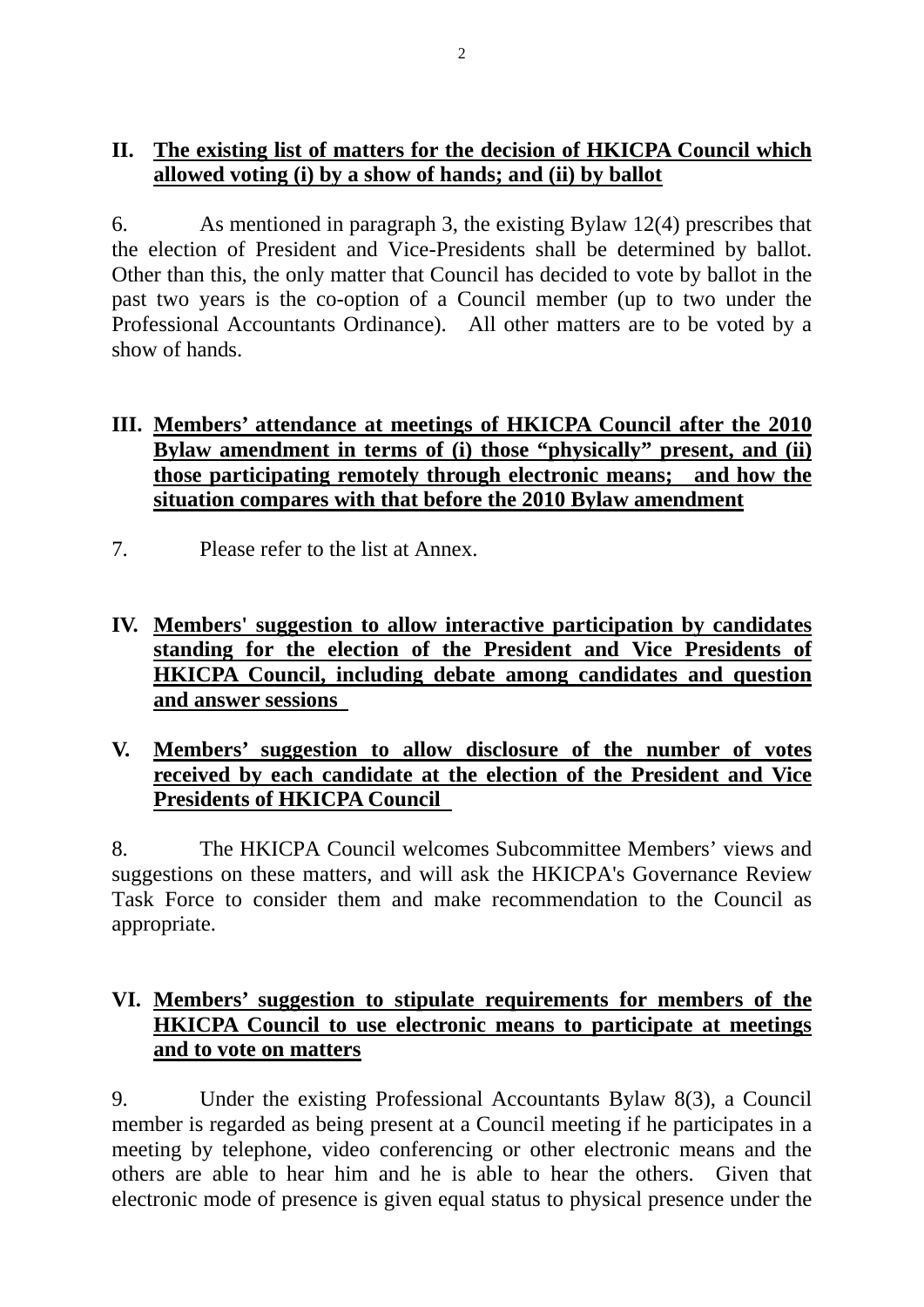## II. The existing list of matters for the decision of HKICPA Council which allowed voting (i) by a show of hands; and (ii) by ballot

6. As mentioned in paragraph 3, the existing Bylaw 12(4) prescribes that the election of President and Vice-Presidents shall be determined by ballot. Other than this, the only matter that Council has decided to vote by ballot in the past two years is the co-option of a Council member (up to two under the Professional Accountants Ordinance). All other matters are to be voted by a show of hands.

## III. Members' attendance at meetings of HKICPA Council after the 2010 Bylaw amendment in terms of (i) those "physically" present, and (ii) those participating remotely through electronic means; and how the situation compares with that before the 2010 Bylaw amendment

7. Please refer to the list at Annex.

## IV. Members' suggestion to allow interactive participation by candidates standing for the election of the President and Vice Presidents of HKICPA Council, including debate among candidates and question and answer sessions

## V. Members' suggestion to allow disclosure of the number of votes received by each candidate at the election of the President and Vice Presidents of HKICPA Council

8. The HKICPA Council welcomes Subcommittee Members' views and suggestions on these matters, and will ask the HKICPA's Governance Review Task Force to consider them and make recommendation to the Council as appropriate.

## VI. Members' suggestion to stipulate requirements for members of the HKICPA Council to use electronic means to participate at meetings and to vote on matters

9. Under the existing Professional Accountants Bylaw 8(3), a Council member is regarded as being present at a Council meeting if he participates in a meeting by telephone, video conferencing or other electronic means and the others are able to hear him and he is able to hear the others. Given that electronic mode of presence is given equal status to physical presence under the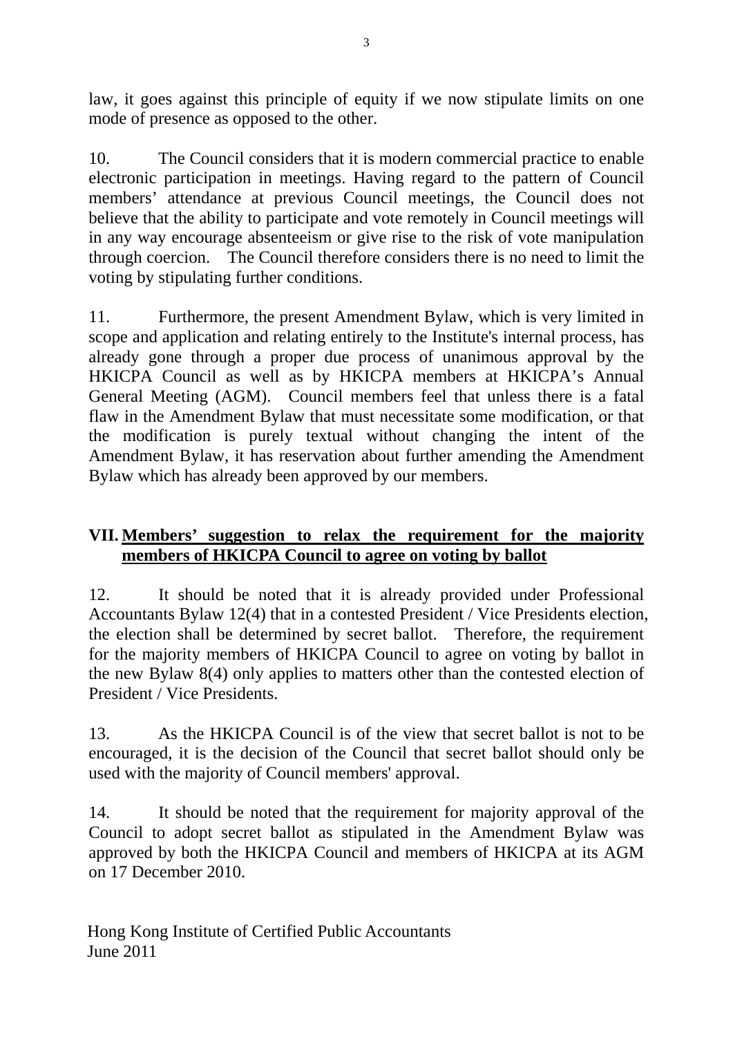law, it goes against this principle of equity if we now stipulate limits on one mode of presence as opposed to the other.

10. The Council considers that it is modern commercial practice to enable electronic participation in meetings. Having regard to the pattern of Council members' attendance at previous Council meetings, the Council does not believe that the ability to participate and vote remotely in Council meetings will in any way encourage absenteeism or give rise to the risk of vote manipulation through coercion. The Council therefore considers there is no need to limit the voting by stipulating further conditions.

11. Furthermore, the present Amendment Bylaw, which is very limited in scope and application and relating entirely to the Institute's internal process, has already gone through a proper due process of unanimous approval by the HKICPA Council as well as by HKICPA members at HKICPA's Annual General Meeting (AGM). Council members feel that unless there is a fatal flaw in the Amendment Bylaw that must necessitate some modification, or that the modification is purely textual without changing the intent of the Amendment Bylaw, it has reservation about further amending the Amendment Bylaw which has already been approved by our members.

## VII. Members' suggestion to relax the requirement for the majority members of HKICPA Council to agree on voting by ballot

12. It should be noted that it is already provided under Professional Accountants Bylaw 12(4) that in a contested President / Vice Presidents election, the election shall be determined by secret ballot. Therefore, the requirement for the majority members of HKICPA Council to agree on voting by ballot in the new Bylaw 8(4) only applies to matters other than the contested election of President / Vice Presidents.

13. As the HKICPA Council is of the view that secret ballot is not to be encouraged, it is the decision of the Council that secret ballot should only be used with the majority of Council members' approval.

14. It should be noted that the requirement for majority approval of the Council to adopt secret ballot as stipulated in the Amendment Bylaw was approved by both the HKICPA Council and members of HKICPA at its AGM on 17 December 2010.

Hong Kong Institute of Certified Public Accountants
June 2011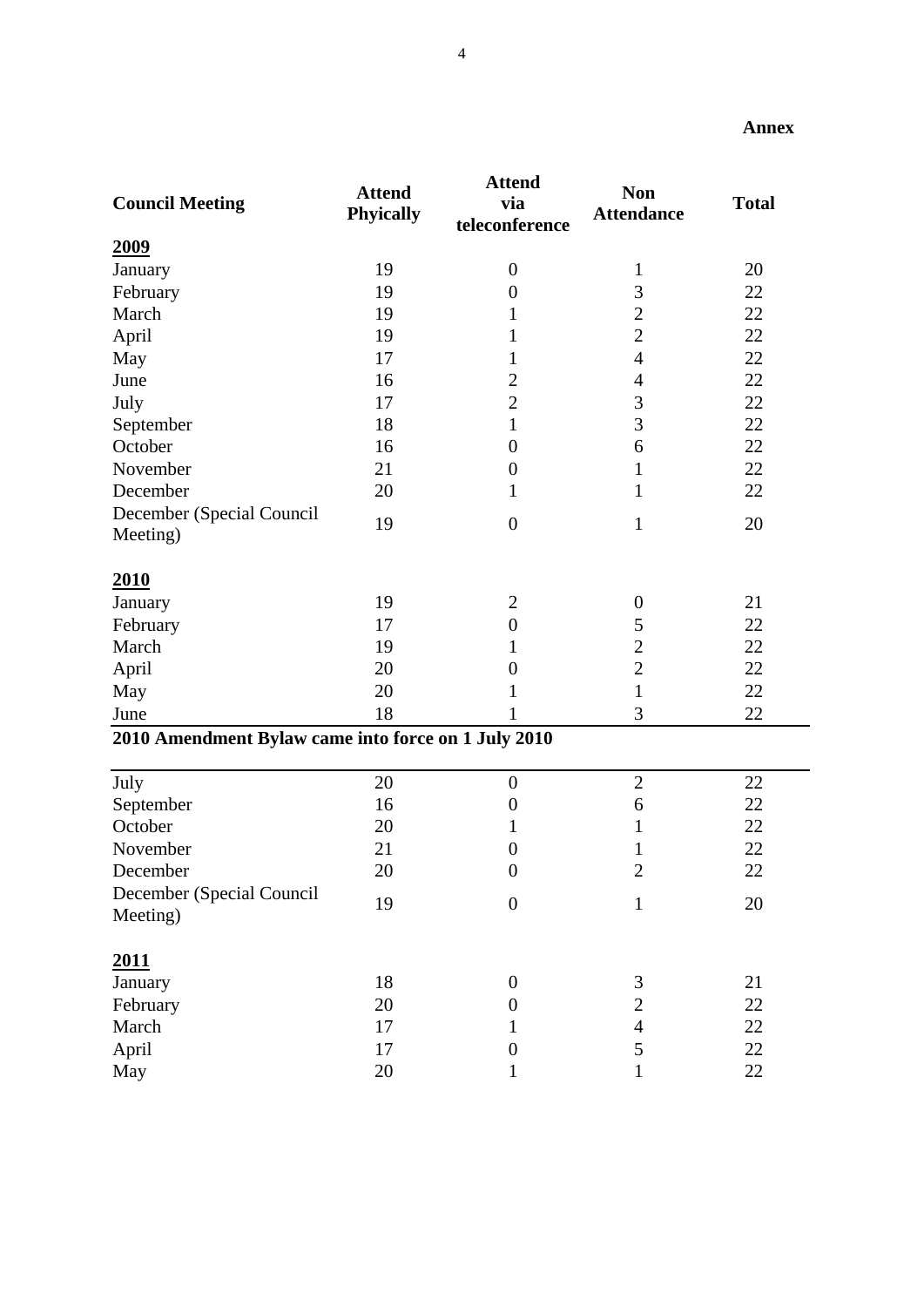**Annex**

| Council Meeting | Attend Phyically | Attend via teleconference | Non Attendance | Total |
|---|---|---|---|---|
| **<u>2009</u>** | | | | |
| January | 19 | 0 | 1 | 20 |
| February | 19 | 0 | 3 | 22 |
| March | 19 | 1 | 2 | 22 |
| April | 19 | 1 | 2 | 22 |
| May | 17 | 1 | 4 | 22 |
| June | 16 | 2 | 4 | 22 |
| July | 17 | 2 | 3 | 22 |
| September | 18 | 1 | 3 | 22 |
| October | 16 | 0 | 6 | 22 |
| November | 21 | 0 | 1 | 22 |
| December | 20 | 1 | 1 | 22 |
| December (Special Council Meeting) | 19 | 0 | 1 | 20 |
| **<u>2010</u>** | | | | |
| January | 19 | 2 | 0 | 21 |
| February | 17 | 0 | 5 | 22 |
| March | 19 | 1 | 2 | 22 |
| April | 20 | 0 | 2 | 22 |
| May | 20 | 1 | 1 | 22 |
| June | 18 | 1 | 3 | 22 |
| **2010 Amendment Bylaw came into force on 1 July 2010** | | | | |
| July | 20 | 0 | 2 | 22 |
| September | 16 | 0 | 6 | 22 |
| October | 20 | 1 | 1 | 22 |
| November | 21 | 0 | 1 | 22 |
| December | 20 | 0 | 2 | 22 |
| December (Special Council Meeting) | 19 | 0 | 1 | 20 |
| **<u>2011</u>** | | | | |
| January | 18 | 0 | 3 | 21 |
| February | 20 | 0 | 2 | 22 |
| March | 17 | 1 | 4 | 22 |
| April | 17 | 0 | 5 | 22 |
| May | 20 | 1 | 1 | 22 |